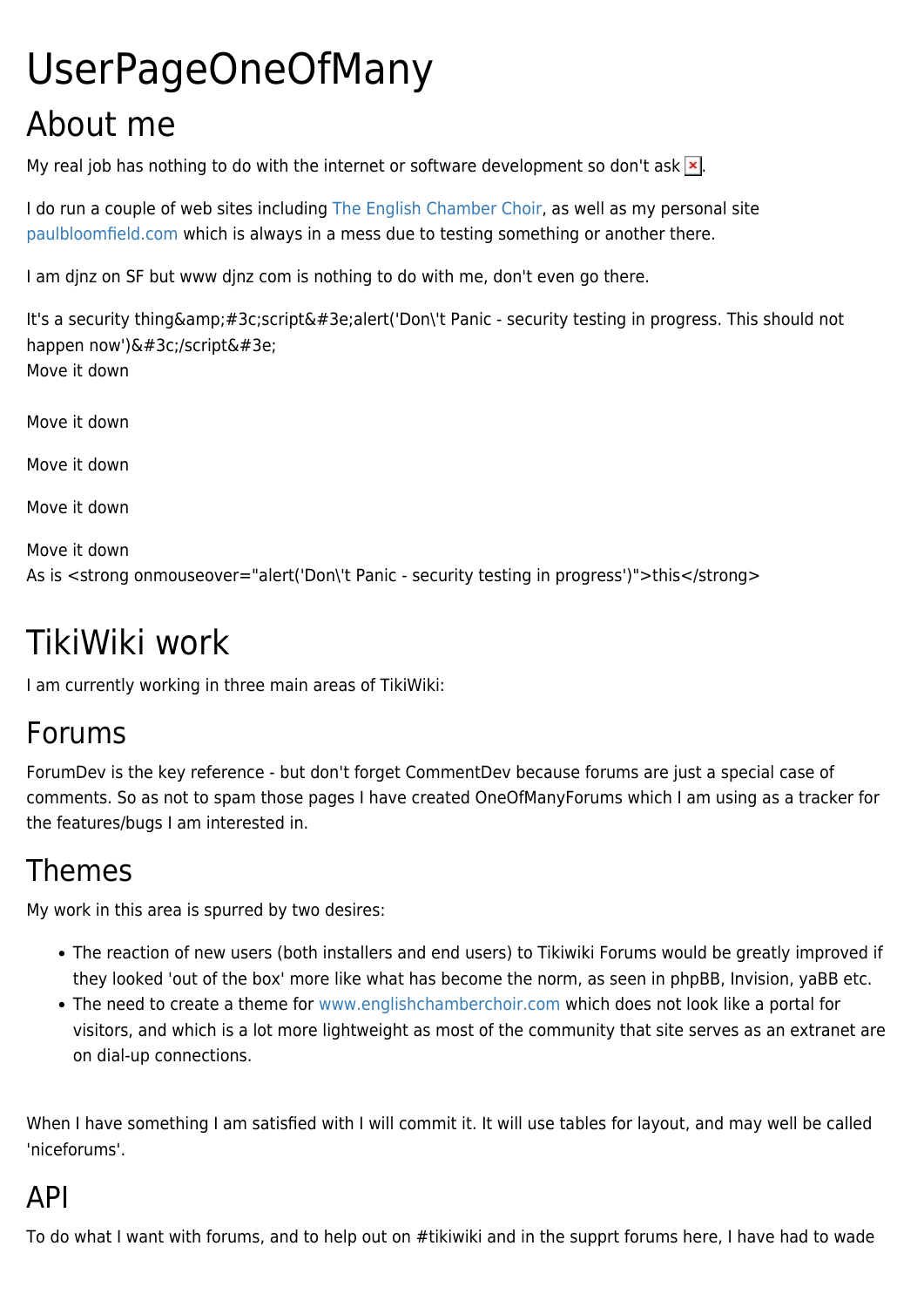# UserPageOneOfMany

## About me

My real job has nothing to do with the internet or software development so don't ask.

I do run a couple of web sites including The English Chamber Choir, as well as my personal site paulbloomfield.com which is always in a mess due to testing something or another there.

I am djnz on SF but www djnz com is nothing to do with me, don't even go there.

It's a security thing&amp;#3c;script&#3e;alert('Don\'t Panic - security testing in progress. This should not happen now')&#3c;/script&#3e;
Move it down

Move it down

Move it down

Move it down

Move it down
As is <strong onmouseover="alert('Don\'t Panic - security testing in progress')">this</strong>

## TikiWiki work

I am currently working in three main areas of TikiWiki:

### Forums

ForumDev is the key reference - but don't forget CommentDev because forums are just a special case of comments. So as not to spam those pages I have created OneOfManyForums which I am using as a tracker for the features/bugs I am interested in.

### Themes

My work in this area is spurred by two desires:

- The reaction of new users (both installers and end users) to Tikiwiki Forums would be greatly improved if they looked 'out of the box' more like what has become the norm, as seen in phpBB, Invision, yaBB etc.
- The need to create a theme for www.englishchamberchoir.com which does not look like a portal for visitors, and which is a lot more lightweight as most of the community that site serves as an extranet are on dial-up connections.

When I have something I am satisfied with I will commit it. It will use tables for layout, and may well be called 'niceforums'.

### API

To do what I want with forums, and to help out on #tikiwiki and in the supprt forums here, I have had to wade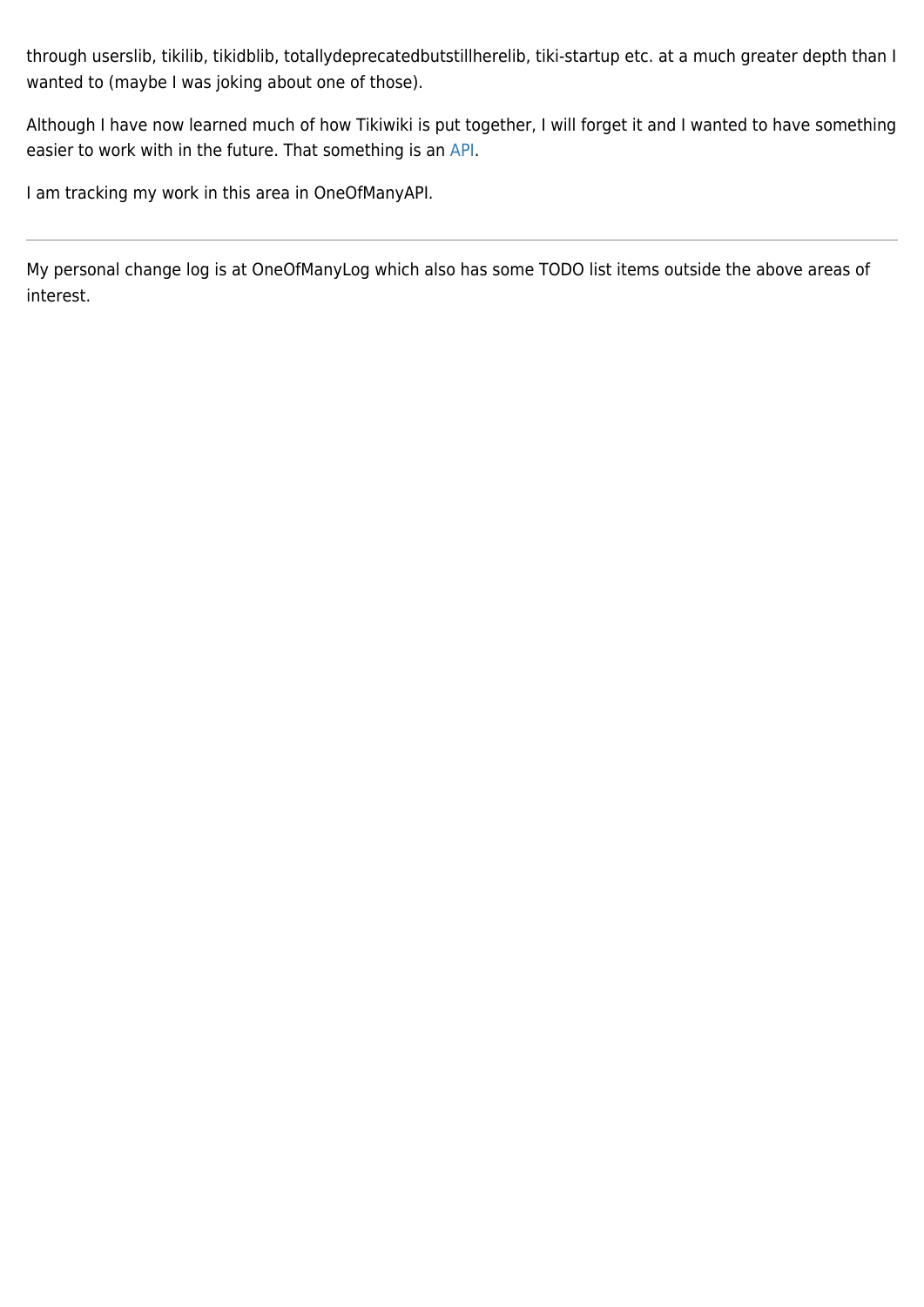through userslib, tikilib, tikidblib, totallydeprecatedbutstillherelib, tiki-startup etc. at a much greater depth than I wanted to (maybe I was joking about one of those).

Although I have now learned much of how Tikiwiki is put together, I will forget it and I wanted to have something easier to work with in the future. That something is an API.

I am tracking my work in this area in OneOfManyAPI.

---

My personal change log is at OneOfManyLog which also has some TODO list items outside the above areas of interest.